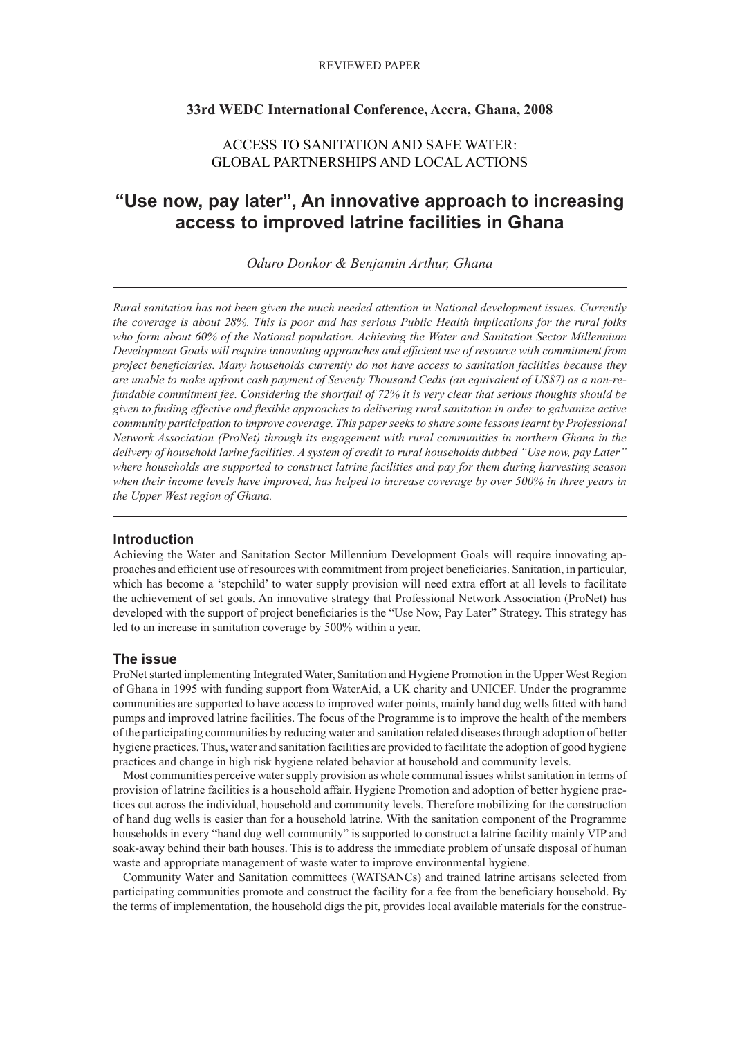REVIEWED PAPER

**33rd WEDC International Conference, Accra, Ghana, 2008**

ACCESS TO SANITATION AND SAFE WATER:
GLOBAL PARTNERSHIPS AND LOCAL ACTIONS

# "Use now, pay later", An innovative approach to increasing access to improved latrine facilities in Ghana

*Oduro Donkor & Benjamin Arthur, Ghana*

*Rural sanitation has not been given the much needed attention in National development issues. Currently the coverage is about 28%. This is poor and has serious Public Health implications for the rural folks who form about 60% of the National population. Achieving the Water and Sanitation Sector Millennium Development Goals will require innovating approaches and efficient use of resource with commitment from project beneficiaries. Many households currently do not have access to sanitation facilities because they are unable to make upfront cash payment of Seventy Thousand Cedis (an equivalent of US$7) as a non-refundable commitment fee. Considering the shortfall of 72% it is very clear that serious thoughts should be given to finding effective and flexible approaches to delivering rural sanitation in order to galvanize active community participation to improve coverage. This paper seeks to share some lessons learnt by Professional Network Association (ProNet) through its engagement with rural communities in northern Ghana in the delivery of household larine facilities. A system of credit to rural households dubbed "Use now, pay Later" where households are supported to construct latrine facilities and pay for them during harvesting season when their income levels have improved, has helped to increase coverage by over 500% in three years in the Upper West region of Ghana.*

## Introduction

Achieving the Water and Sanitation Sector Millennium Development Goals will require innovating approaches and efficient use of resources with commitment from project beneficiaries. Sanitation, in particular, which has become a 'stepchild' to water supply provision will need extra effort at all levels to facilitate the achievement of set goals. An innovative strategy that Professional Network Association (ProNet) has developed with the support of project beneficiaries is the "Use Now, Pay Later" Strategy. This strategy has led to an increase in sanitation coverage by 500% within a year.

## The issue

ProNet started implementing Integrated Water, Sanitation and Hygiene Promotion in the Upper West Region of Ghana in 1995 with funding support from WaterAid, a UK charity and UNICEF. Under the programme communities are supported to have access to improved water points, mainly hand dug wells fitted with hand pumps and improved latrine facilities. The focus of the Programme is to improve the health of the members of the participating communities by reducing water and sanitation related diseases through adoption of better hygiene practices. Thus, water and sanitation facilities are provided to facilitate the adoption of good hygiene practices and change in high risk hygiene related behavior at household and community levels.

Most communities perceive water supply provision as whole communal issues whilst sanitation in terms of provision of latrine facilities is a household affair. Hygiene Promotion and adoption of better hygiene practices cut across the individual, household and community levels. Therefore mobilizing for the construction of hand dug wells is easier than for a household latrine. With the sanitation component of the Programme households in every "hand dug well community" is supported to construct a latrine facility mainly VIP and soak-away behind their bath houses. This is to address the immediate problem of unsafe disposal of human waste and appropriate management of waste water to improve environmental hygiene.

Community Water and Sanitation committees (WATSANCs) and trained latrine artisans selected from participating communities promote and construct the facility for a fee from the beneficiary household. By the terms of implementation, the household digs the pit, provides local available materials for the construc-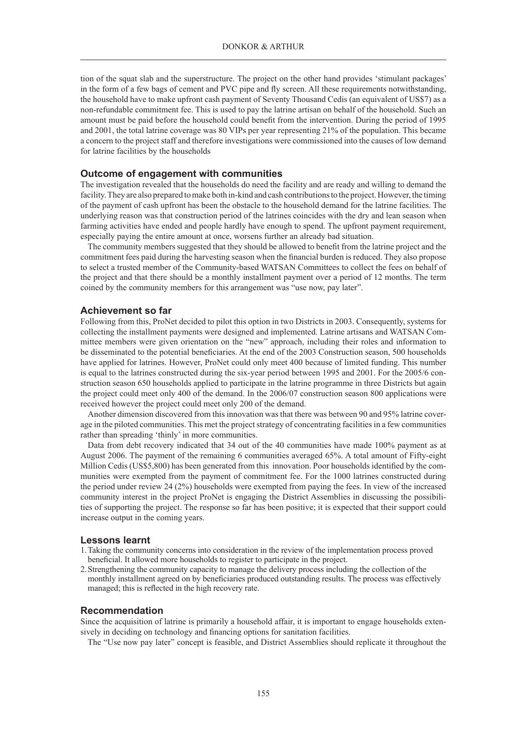tion of the squat slab and the superstructure. The project on the other hand provides 'stimulant packages' in the form of a few bags of cement and PVC pipe and fly screen. All these requirements notwithstanding, the household have to make upfront cash payment of Seventy Thousand Cedis (an equivalent of US$7) as a non-refundable commitment fee. This is used to pay the latrine artisan on behalf of the household. Such an amount must be paid before the household could benefit from the intervention. During the period of 1995 and 2001, the total latrine coverage was 80 VIPs per year representing 21% of the population. This became a concern to the project staff and therefore investigations were commissioned into the causes of low demand for latrine facilities by the households

### Outcome of engagement with communities

The investigation revealed that the households do need the facility and are ready and willing to demand the facility. They are also prepared to make both in-kind and cash contributions to the project. However, the timing of the payment of cash upfront has been the obstacle to the household demand for the latrine facilities. The underlying reason was that construction period of the latrines coincides with the dry and lean season when farming activities have ended and people hardly have enough to spend. The upfront payment requirement, especially paying the entire amount at once, worsens further an already bad situation.

The community members suggested that they should be allowed to benefit from the latrine project and the commitment fees paid during the harvesting season when the financial burden is reduced. They also propose to select a trusted member of the Community-based WATSAN Committees to collect the fees on behalf of the project and that there should be a monthly installment payment over a period of 12 months. The term coined by the community members for this arrangement was "use now, pay later".

### Achievement so far

Following from this, ProNet decided to pilot this option in two Districts in 2003. Consequently, systems for collecting the installment payments were designed and implemented. Latrine artisans and WATSAN Committee members were given orientation on the "new" approach, including their roles and information to be disseminated to the potential beneficiaries. At the end of the 2003 Construction season, 500 households have applied for latrines. However, ProNet could only meet 400 because of limited funding. This number is equal to the latrines constructed during the six-year period between 1995 and 2001. For the 2005/6 construction season 650 households applied to participate in the latrine programme in three Districts but again the project could meet only 400 of the demand. In the 2006/07 construction season 800 applications were received however the project could meet only 200 of the demand.

Another dimension discovered from this innovation was that there was between 90 and 95% latrine coverage in the piloted communities. This met the project strategy of concentrating facilities in a few communities rather than spreading 'thinly' in more communities.

Data from debt recovery indicated that 34 out of the 40 communities have made 100% payment as at August 2006. The payment of the remaining 6 communities averaged 65%. A total amount of Fifty-eight Million Cedis (US$5,800) has been generated from this innovation. Poor households identified by the communities were exempted from the payment of commitment fee. For the 1000 latrines constructed during the period under review 24 (2%) households were exempted from paying the fees. In view of the increased community interest in the project ProNet is engaging the District Assemblies in discussing the possibilities of supporting the project. The response so far has been positive; it is expected that their support could increase output in the coming years.

### Lessons learnt

1. Taking the community concerns into consideration in the review of the implementation process proved beneficial. It allowed more households to register to participate in the project.
2. Strengthening the community capacity to manage the delivery process including the collection of the monthly installment agreed on by beneficiaries produced outstanding results. The process was effectively managed; this is reflected in the high recovery rate.

### Recommendation

Since the acquisition of latrine is primarily a household affair, it is important to engage households extensively in deciding on technology and financing options for sanitation facilities.

The "Use now pay later" concept is feasible, and District Assemblies should replicate it throughout the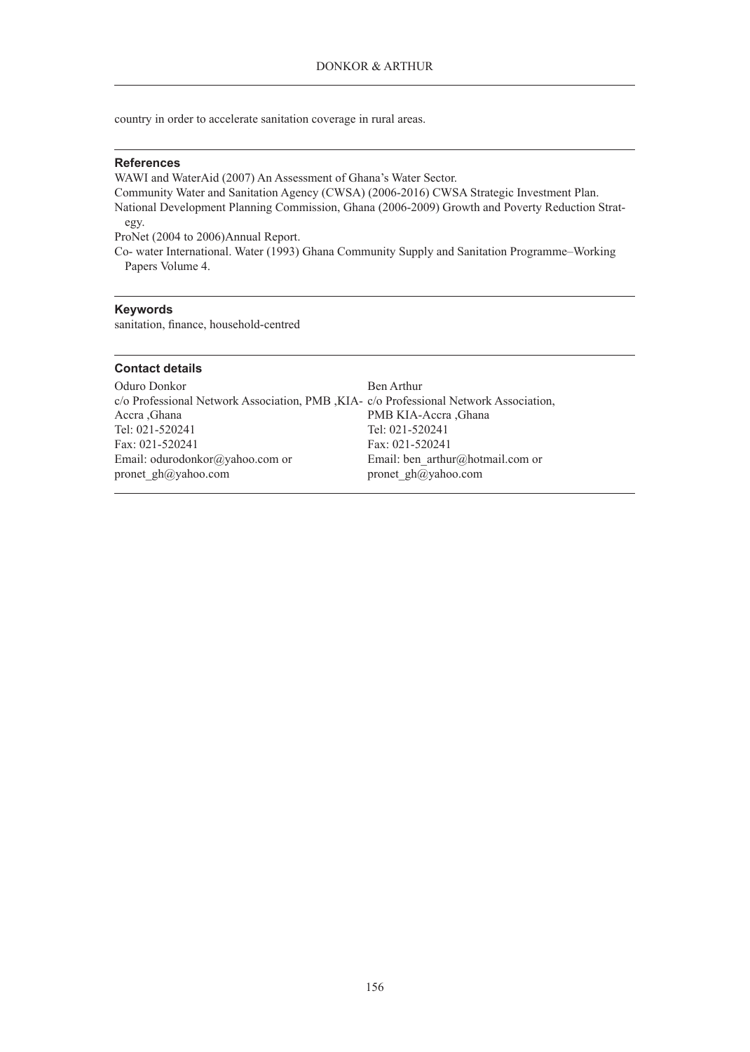country in order to accelerate sanitation coverage in rural areas.

## References

WAWI and WaterAid (2007) An Assessment of Ghana's Water Sector.

Community Water and Sanitation Agency (CWSA) (2006-2016) CWSA Strategic Investment Plan.

National Development Planning Commission, Ghana (2006-2009) Growth and Poverty Reduction Strategy.

ProNet (2004 to 2006)Annual Report.

Co- water International. Water (1993) Ghana Community Supply and Sanitation Programme–Working Papers Volume 4.

## Keywords

sanitation, finance, household-centred

## Contact details

Oduro Donkor
c/o Professional Network Association, PMB ,KIA-Accra ,Ghana
Tel: 021-520241
Fax: 021-520241
Email: odurodonkor@yahoo.com or pronet_gh@yahoo.com

Ben Arthur
c/o Professional Network Association, PMB KIA-Accra ,Ghana
Tel: 021-520241
Fax: 021-520241
Email: ben_arthur@hotmail.com or pronet_gh@yahoo.com